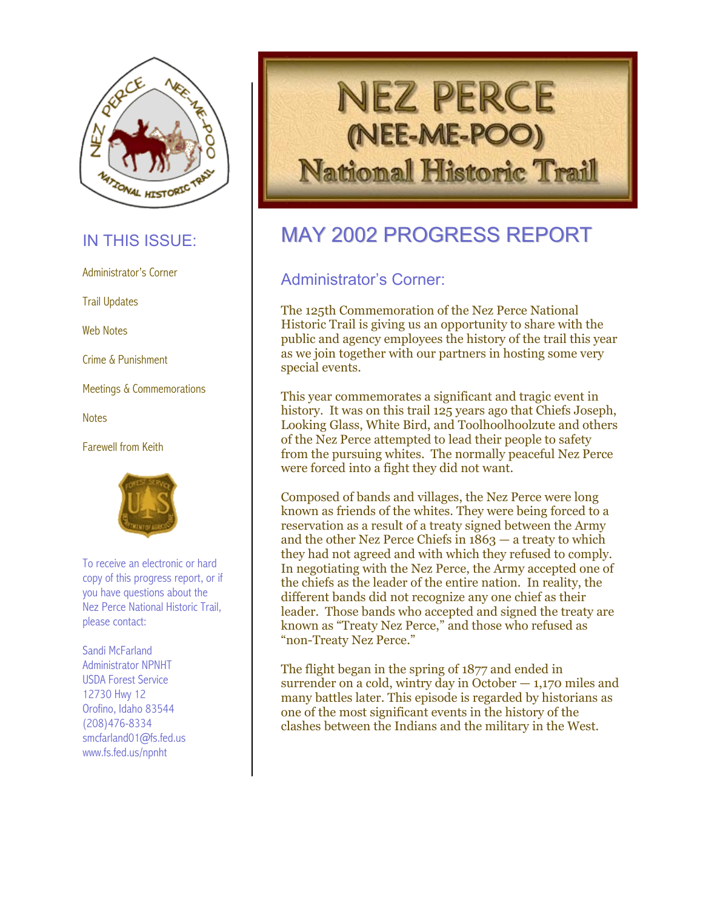# NEZ PERCE (NEE-ME-POO) National Historic Trail

## MAY 2002 PROGRESS REPORT

### Administrator's Corner:

The 125th Commemoration of the Nez Perce National Historic Trail is giving us an opportunity to share with the public and agency employees the history of the trail this year as we join together with our partners in hosting some very special events.

This year commemorates a significant and tragic event in history. It was on this trail 125 years ago that Chiefs Joseph, Looking Glass, White Bird, and Toolhoolhoolzute and others of the Nez Perce attempted to lead their people to safety from the pursuing whites. The normally peaceful Nez Perce were forced into a fight they did not want.

Composed of bands and villages, the Nez Perce were long known as friends of the whites. They were being forced to a reservation as a result of a treaty signed between the Army and the other Nez Perce Chiefs in 1863 — a treaty to which they had not agreed and with which they refused to comply. In negotiating with the Nez Perce, the Army accepted one of the chiefs as the leader of the entire nation. In reality, the different bands did not recognize any one chief as their leader. Those bands who accepted and signed the treaty are known as "Treaty Nez Perce," and those who refused as "non-Treaty Nez Perce."

The flight began in the spring of 1877 and ended in surrender on a cold, wintry day in October — 1,170 miles and many battles later. This episode is regarded by historians as one of the most significant events in the history of the clashes between the Indians and the military in the West.

---

**IN THIS ISSUE:**

- Administrator's Corner
- Trail Updates
- Web Notes
- Crime & Punishment
- Meetings & Commemorations
- Notes
- Farewell from Keith

To receive an electronic or hard copy of this progress report, or if you have questions about the Nez Perce National Historic Trail, please contact:

Sandi McFarland
Administrator NPNHT
USDA Forest Service
12730 Hwy 12
Orofino, Idaho 83544
(208)476-8334
smcfarland01@fs.fed.us
www.fs.fed.us/npnht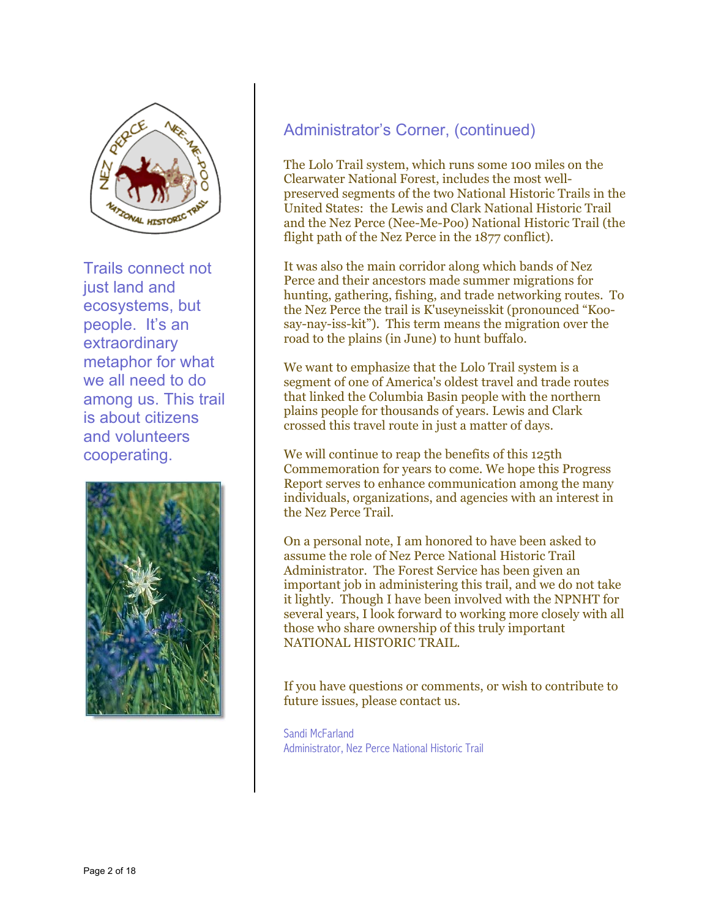Trails connect not just land and ecosystems, but people. It's an extraordinary metaphor for what we all need to do among us. This trail is about citizens and volunteers cooperating.

## Administrator's Corner, (continued)

The Lolo Trail system, which runs some 100 miles on the Clearwater National Forest, includes the most well-preserved segments of the two National Historic Trails in the United States: the Lewis and Clark National Historic Trail and the Nez Perce (Nee-Me-Poo) National Historic Trail (the flight path of the Nez Perce in the 1877 conflict).

It was also the main corridor along which bands of Nez Perce and their ancestors made summer migrations for hunting, gathering, fishing, and trade networking routes. To the Nez Perce the trail is K'useyneisskit (pronounced "Koo-say-nay-iss-kit"). This term means the migration over the road to the plains (in June) to hunt buffalo.

We want to emphasize that the Lolo Trail system is a segment of one of America's oldest travel and trade routes that linked the Columbia Basin people with the northern plains people for thousands of years. Lewis and Clark crossed this travel route in just a matter of days.

We will continue to reap the benefits of this 125th Commemoration for years to come. We hope this Progress Report serves to enhance communication among the many individuals, organizations, and agencies with an interest in the Nez Perce Trail.

On a personal note, I am honored to have been asked to assume the role of Nez Perce National Historic Trail Administrator. The Forest Service has been given an important job in administering this trail, and we do not take it lightly. Though I have been involved with the NPNHT for several years, I look forward to working more closely with all those who share ownership of this truly important NATIONAL HISTORIC TRAIL.

If you have questions or comments, or wish to contribute to future issues, please contact us.

Sandi McFarland
Administrator, Nez Perce National Historic Trail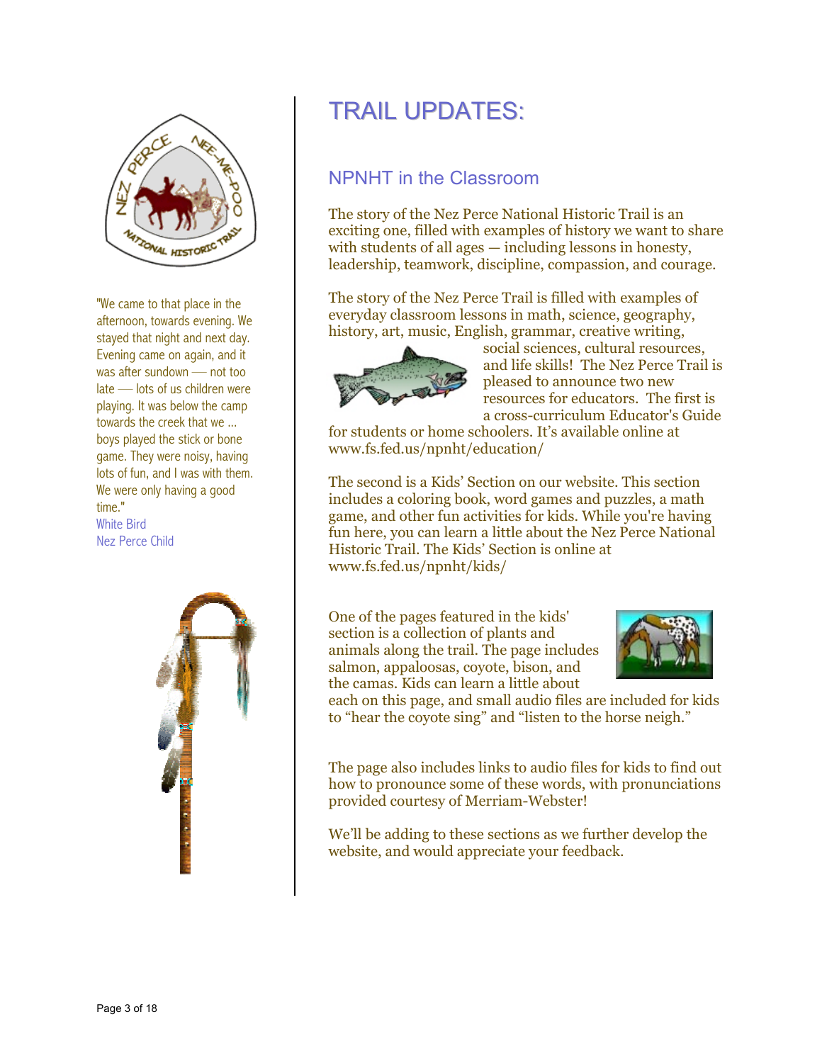"We came to that place in the afternoon, towards evening. We stayed that night and next day. Evening came on again, and it was after sundown — not too late — lots of us children were playing. It was below the camp towards the creek that we ... boys played the stick or bone game. They were noisy, having lots of fun, and I was with them. We were only having a good time."
White Bird
Nez Perce Child

# TRAIL UPDATES:

## NPNHT in the Classroom

The story of the Nez Perce National Historic Trail is an exciting one, filled with examples of history we want to share with students of all ages — including lessons in honesty, leadership, teamwork, discipline, compassion, and courage.

The story of the Nez Perce Trail is filled with examples of everyday classroom lessons in math, science, geography, history, art, music, English, grammar, creative writing, social sciences, cultural resources, and life skills! The Nez Perce Trail is pleased to announce two new resources for educators. The first is a cross-curriculum Educator's Guide for students or home schoolers. It's available online at www.fs.fed.us/npnht/education/

The second is a Kids' Section on our website. This section includes a coloring book, word games and puzzles, a math game, and other fun activities for kids. While you're having fun here, you can learn a little about the Nez Perce National Historic Trail. The Kids' Section is online at www.fs.fed.us/npnht/kids/

One of the pages featured in the kids' section is a collection of plants and animals along the trail. The page includes salmon, appaloosas, coyote, bison, and the camas. Kids can learn a little about each on this page, and small audio files are included for kids to "hear the coyote sing" and "listen to the horse neigh."

The page also includes links to audio files for kids to find out how to pronounce some of these words, with pronunciations provided courtesy of Merriam-Webster!

We'll be adding to these sections as we further develop the website, and would appreciate your feedback.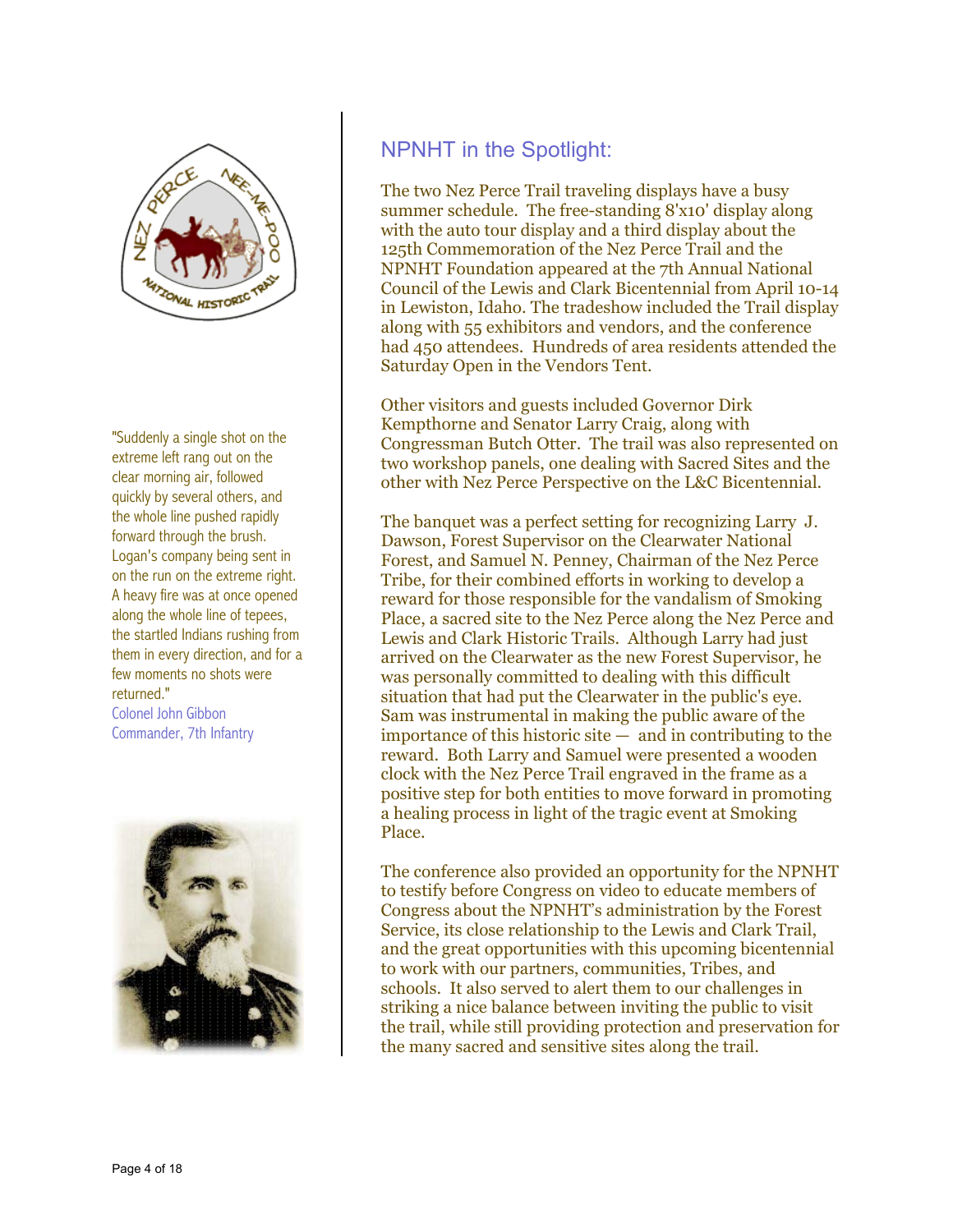"Suddenly a single shot on the extreme left rang out on the clear morning air, followed quickly by several others, and the whole line pushed rapidly forward through the brush. Logan's company being sent in on the run on the extreme right. A heavy fire was at once opened along the whole line of tepees, the startled Indians rushing from them in every direction, and for a few moments no shots were returned."
Colonel John Gibbon
Commander, 7th Infantry

## NPNHT in the Spotlight:

The two Nez Perce Trail traveling displays have a busy summer schedule. The free-standing 8'x10' display along with the auto tour display and a third display about the 125th Commemoration of the Nez Perce Trail and the NPNHT Foundation appeared at the 7th Annual National Council of the Lewis and Clark Bicentennial from April 10-14 in Lewiston, Idaho. The tradeshow included the Trail display along with 55 exhibitors and vendors, and the conference had 450 attendees. Hundreds of area residents attended the Saturday Open in the Vendors Tent.

Other visitors and guests included Governor Dirk Kempthorne and Senator Larry Craig, along with Congressman Butch Otter. The trail was also represented on two workshop panels, one dealing with Sacred Sites and the other with Nez Perce Perspective on the L&C Bicentennial.

The banquet was a perfect setting for recognizing Larry J. Dawson, Forest Supervisor on the Clearwater National Forest, and Samuel N. Penney, Chairman of the Nez Perce Tribe, for their combined efforts in working to develop a reward for those responsible for the vandalism of Smoking Place, a sacred site to the Nez Perce along the Nez Perce and Lewis and Clark Historic Trails. Although Larry had just arrived on the Clearwater as the new Forest Supervisor, he was personally committed to dealing with this difficult situation that had put the Clearwater in the public's eye. Sam was instrumental in making the public aware of the importance of this historic site — and in contributing to the reward. Both Larry and Samuel were presented a wooden clock with the Nez Perce Trail engraved in the frame as a positive step for both entities to move forward in promoting a healing process in light of the tragic event at Smoking Place.

The conference also provided an opportunity for the NPNHT to testify before Congress on video to educate members of Congress about the NPNHT's administration by the Forest Service, its close relationship to the Lewis and Clark Trail, and the great opportunities with this upcoming bicentennial to work with our partners, communities, Tribes, and schools. It also served to alert them to our challenges in striking a nice balance between inviting the public to visit the trail, while still providing protection and preservation for the many sacred and sensitive sites along the trail.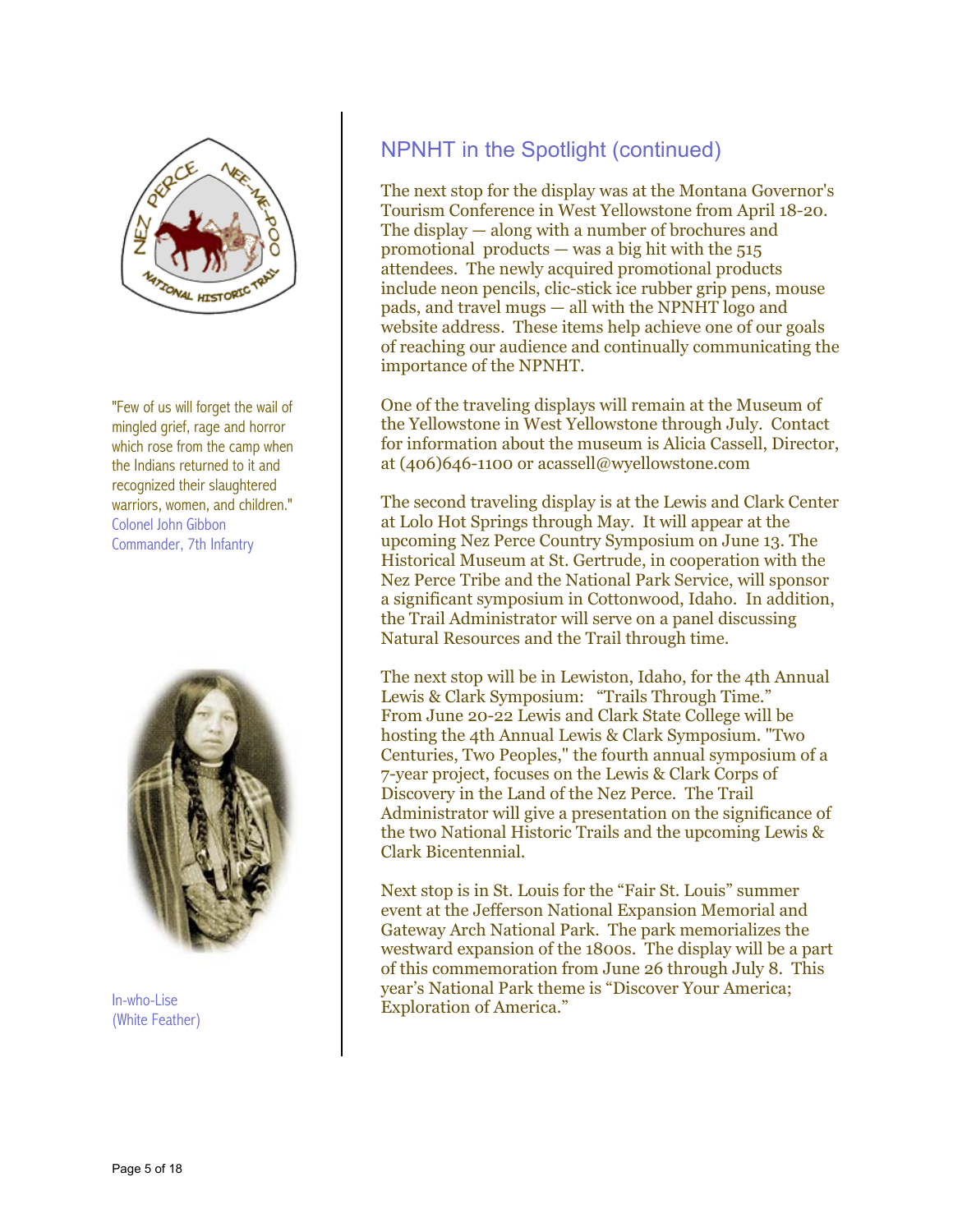"Few of us will forget the wail of mingled grief, rage and horror which rose from the camp when the Indians returned to it and recognized their slaughtered warriors, women, and children."
Colonel John Gibbon
Commander, 7th Infantry

In-who-Lise
(White Feather)

## NPNHT in the Spotlight (continued)

The next stop for the display was at the Montana Governor's Tourism Conference in West Yellowstone from April 18-20. The display — along with a number of brochures and promotional products — was a big hit with the 515 attendees. The newly acquired promotional products include neon pencils, clic-stick ice rubber grip pens, mouse pads, and travel mugs — all with the NPNHT logo and website address. These items help achieve one of our goals of reaching our audience and continually communicating the importance of the NPNHT.

One of the traveling displays will remain at the Museum of the Yellowstone in West Yellowstone through July. Contact for information about the museum is Alicia Cassell, Director, at (406)646-1100 or acassell@wyellowstone.com

The second traveling display is at the Lewis and Clark Center at Lolo Hot Springs through May. It will appear at the upcoming Nez Perce Country Symposium on June 13. The Historical Museum at St. Gertrude, in cooperation with the Nez Perce Tribe and the National Park Service, will sponsor a significant symposium in Cottonwood, Idaho. In addition, the Trail Administrator will serve on a panel discussing Natural Resources and the Trail through time.

The next stop will be in Lewiston, Idaho, for the 4th Annual Lewis & Clark Symposium: "Trails Through Time." From June 20-22 Lewis and Clark State College will be hosting the 4th Annual Lewis & Clark Symposium. "Two Centuries, Two Peoples," the fourth annual symposium of a 7-year project, focuses on the Lewis & Clark Corps of Discovery in the Land of the Nez Perce. The Trail Administrator will give a presentation on the significance of the two National Historic Trails and the upcoming Lewis & Clark Bicentennial.

Next stop is in St. Louis for the "Fair St. Louis" summer event at the Jefferson National Expansion Memorial and Gateway Arch National Park. The park memorializes the westward expansion of the 1800s. The display will be a part of this commemoration from June 26 through July 8. This year's National Park theme is "Discover Your America; Exploration of America."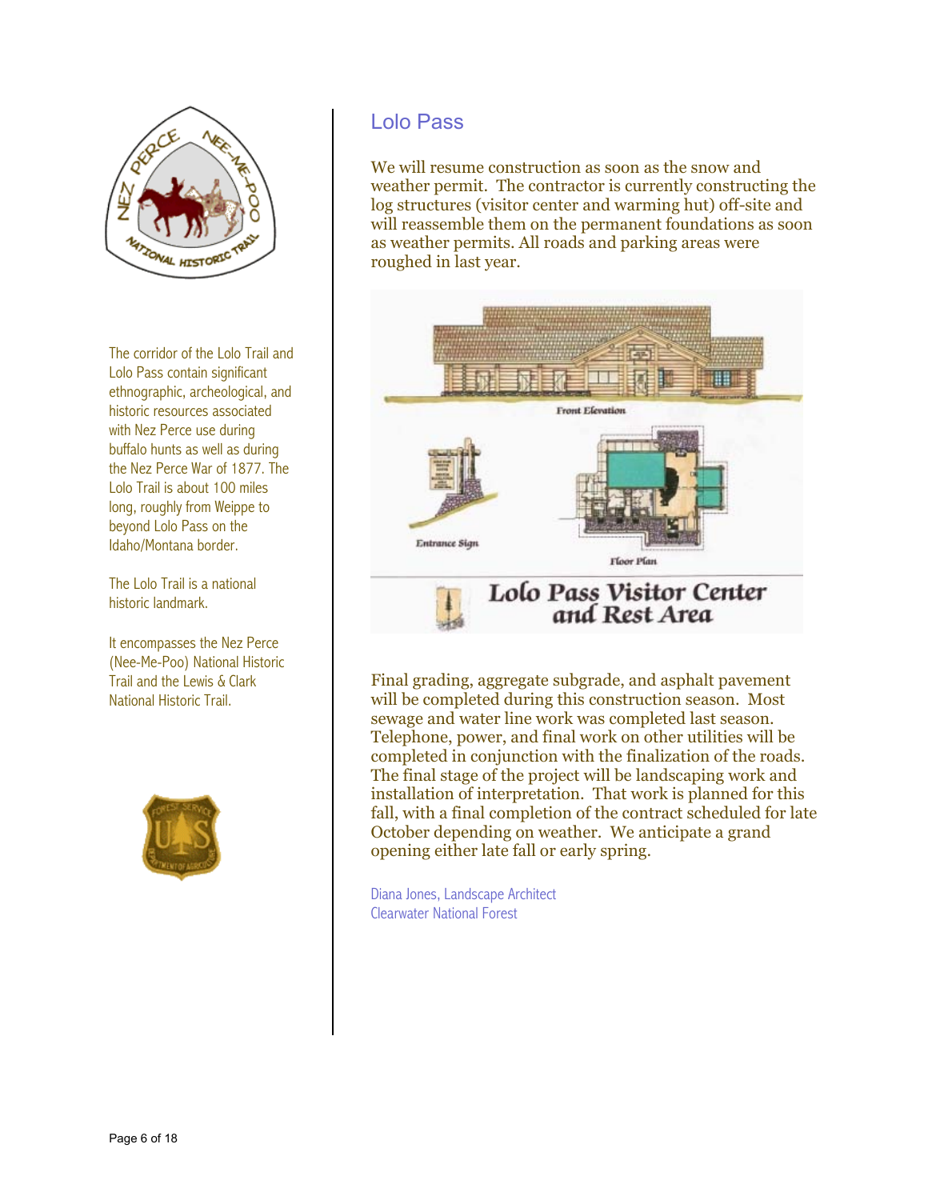## Lolo Pass

We will resume construction as soon as the snow and weather permit. The contractor is currently constructing the log structures (visitor center and warming hut) off-site and will reassemble them on the permanent foundations as soon as weather permits. All roads and parking areas were roughed in last year.

Front Elevation

Entrance Sign

Floor Plan

**Lolo Pass Visitor Center and Rest Area**

Final grading, aggregate subgrade, and asphalt pavement will be completed during this construction season. Most sewage and water line work was completed last season. Telephone, power, and final work on other utilities will be completed in conjunction with the finalization of the roads. The final stage of the project will be landscaping work and installation of interpretation. That work is planned for this fall, with a final completion of the contract scheduled for late October depending on weather. We anticipate a grand opening either late fall or early spring.

Diana Jones, Landscape Architect
Clearwater National Forest

The corridor of the Lolo Trail and Lolo Pass contain significant ethnographic, archeological, and historic resources associated with Nez Perce use during buffalo hunts as well as during the Nez Perce War of 1877. The Lolo Trail is about 100 miles long, roughly from Weippe to beyond Lolo Pass on the Idaho/Montana border.

The Lolo Trail is a national historic landmark.

It encompasses the Nez Perce (Nee-Me-Poo) National Historic Trail and the Lewis & Clark National Historic Trail.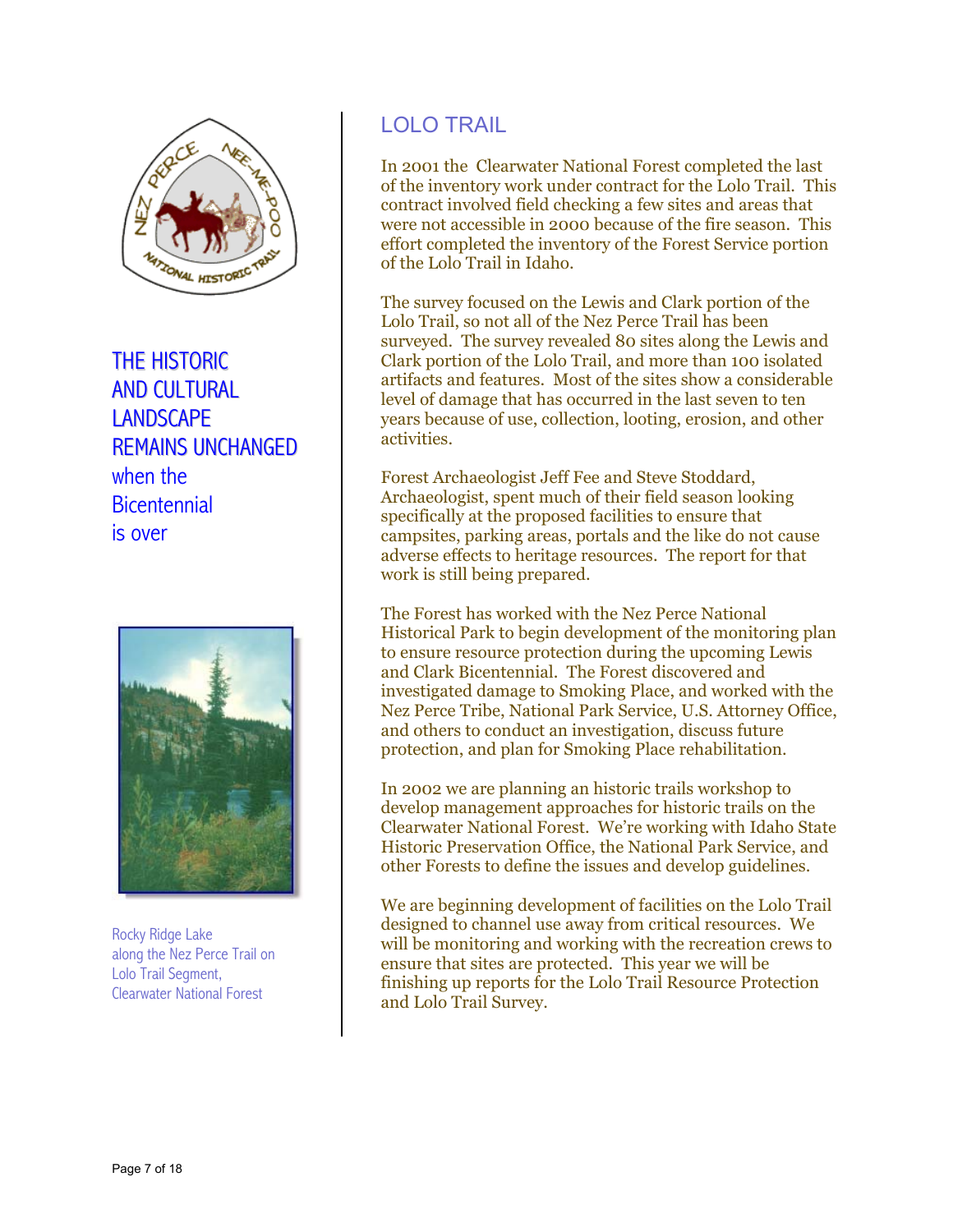THE HISTORIC AND CULTURAL LANDSCAPE REMAINS UNCHANGED when the Bicentennial is over

Rocky Ridge Lake along the Nez Perce Trail on Lolo Trail Segment, Clearwater National Forest

## LOLO TRAIL

In 2001 the Clearwater National Forest completed the last of the inventory work under contract for the Lolo Trail. This contract involved field checking a few sites and areas that were not accessible in 2000 because of the fire season. This effort completed the inventory of the Forest Service portion of the Lolo Trail in Idaho.

The survey focused on the Lewis and Clark portion of the Lolo Trail, so not all of the Nez Perce Trail has been surveyed. The survey revealed 80 sites along the Lewis and Clark portion of the Lolo Trail, and more than 100 isolated artifacts and features. Most of the sites show a considerable level of damage that has occurred in the last seven to ten years because of use, collection, looting, erosion, and other activities.

Forest Archaeologist Jeff Fee and Steve Stoddard, Archaeologist, spent much of their field season looking specifically at the proposed facilities to ensure that campsites, parking areas, portals and the like do not cause adverse effects to heritage resources. The report for that work is still being prepared.

The Forest has worked with the Nez Perce National Historical Park to begin development of the monitoring plan to ensure resource protection during the upcoming Lewis and Clark Bicentennial. The Forest discovered and investigated damage to Smoking Place, and worked with the Nez Perce Tribe, National Park Service, U.S. Attorney Office, and others to conduct an investigation, discuss future protection, and plan for Smoking Place rehabilitation.

In 2002 we are planning an historic trails workshop to develop management approaches for historic trails on the Clearwater National Forest. We're working with Idaho State Historic Preservation Office, the National Park Service, and other Forests to define the issues and develop guidelines.

We are beginning development of facilities on the Lolo Trail designed to channel use away from critical resources. We will be monitoring and working with the recreation crews to ensure that sites are protected. This year we will be finishing up reports for the Lolo Trail Resource Protection and Lolo Trail Survey.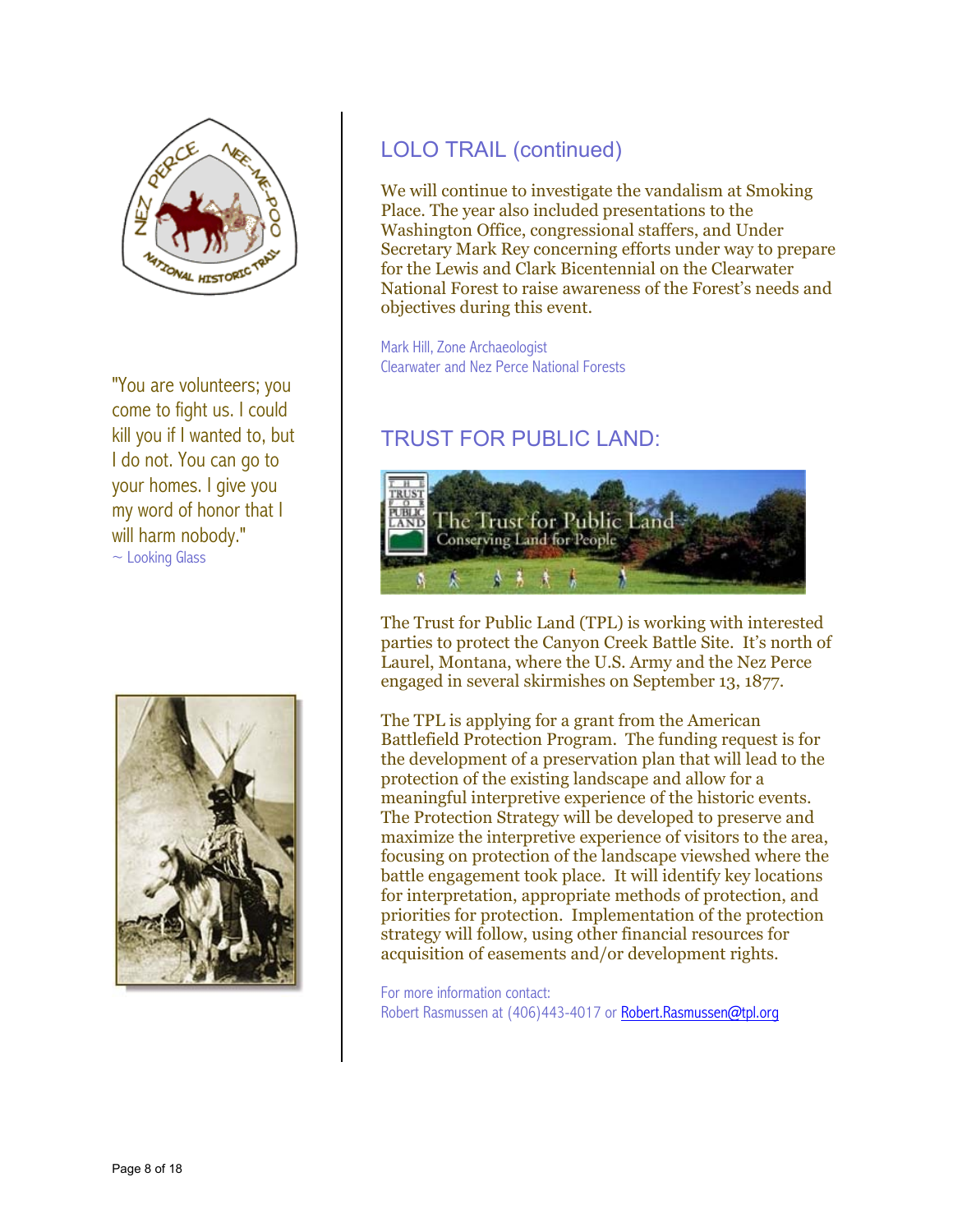"You are volunteers; you come to fight us. I could kill you if I wanted to, but I do not. You can go to your homes. I give you my word of honor that I will harm nobody."
~ Looking Glass

## LOLO TRAIL (continued)

We will continue to investigate the vandalism at Smoking Place. The year also included presentations to the Washington Office, congressional staffers, and Under Secretary Mark Rey concerning efforts under way to prepare for the Lewis and Clark Bicentennial on the Clearwater National Forest to raise awareness of the Forest's needs and objectives during this event.

Mark Hill, Zone Archaeologist
Clearwater and Nez Perce National Forests

## TRUST FOR PUBLIC LAND:

The Trust for Public Land (TPL) is working with interested parties to protect the Canyon Creek Battle Site. It's north of Laurel, Montana, where the U.S. Army and the Nez Perce engaged in several skirmishes on September 13, 1877.

The TPL is applying for a grant from the American Battlefield Protection Program. The funding request is for the development of a preservation plan that will lead to the protection of the existing landscape and allow for a meaningful interpretive experience of the historic events. The Protection Strategy will be developed to preserve and maximize the interpretive experience of visitors to the area, focusing on protection of the landscape viewshed where the battle engagement took place. It will identify key locations for interpretation, appropriate methods of protection, and priorities for protection. Implementation of the protection strategy will follow, using other financial resources for acquisition of easements and/or development rights.

For more information contact:
Robert Rasmussen at (406)443-4017 or Robert.Rasmussen@tpl.org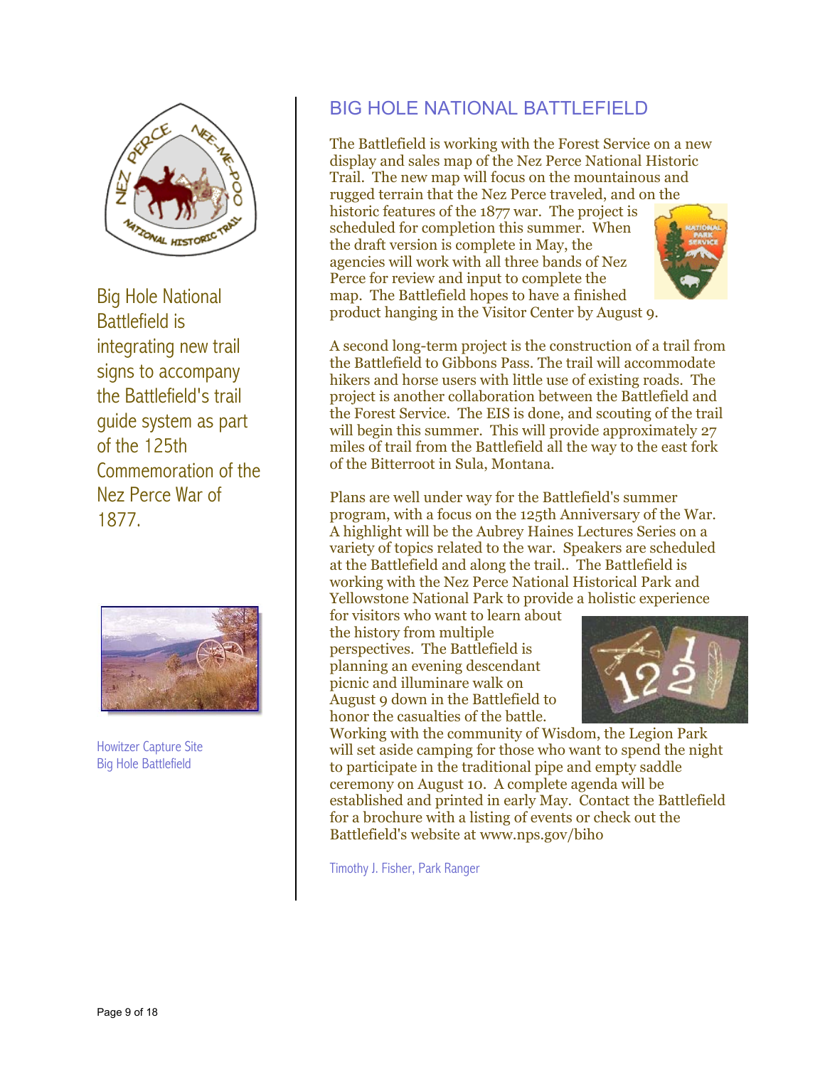Big Hole National Battlefield is integrating new trail signs to accompany the Battlefield's trail guide system as part of the 125th Commemoration of the Nez Perce War of 1877.

Howitzer Capture Site
Big Hole Battlefield

## BIG HOLE NATIONAL BATTLEFIELD

The Battlefield is working with the Forest Service on a new display and sales map of the Nez Perce National Historic Trail. The new map will focus on the mountainous and rugged terrain that the Nez Perce traveled, and on the historic features of the 1877 war. The project is scheduled for completion this summer. When the draft version is complete in May, the agencies will work with all three bands of Nez Perce for review and input to complete the map. The Battlefield hopes to have a finished product hanging in the Visitor Center by August 9.

A second long-term project is the construction of a trail from the Battlefield to Gibbons Pass. The trail will accommodate hikers and horse users with little use of existing roads. The project is another collaboration between the Battlefield and the Forest Service. The EIS is done, and scouting of the trail will begin this summer. This will provide approximately 27 miles of trail from the Battlefield all the way to the east fork of the Bitterroot in Sula, Montana.

Plans are well under way for the Battlefield's summer program, with a focus on the 125th Anniversary of the War. A highlight will be the Aubrey Haines Lectures Series on a variety of topics related to the war. Speakers are scheduled at the Battlefield and along the trail.. The Battlefield is working with the Nez Perce National Historical Park and Yellowstone National Park to provide a holistic experience for visitors who want to learn about the history from multiple perspectives. The Battlefield is planning an evening descendant picnic and illuminare walk on August 9 down in the Battlefield to honor the casualties of the battle. Working with the community of Wisdom, the Legion Park will set aside camping for those who want to spend the night to participate in the traditional pipe and empty saddle ceremony on August 10. A complete agenda will be established and printed in early May. Contact the Battlefield for a brochure with a listing of events or check out the Battlefield's website at www.nps.gov/biho

Timothy J. Fisher, Park Ranger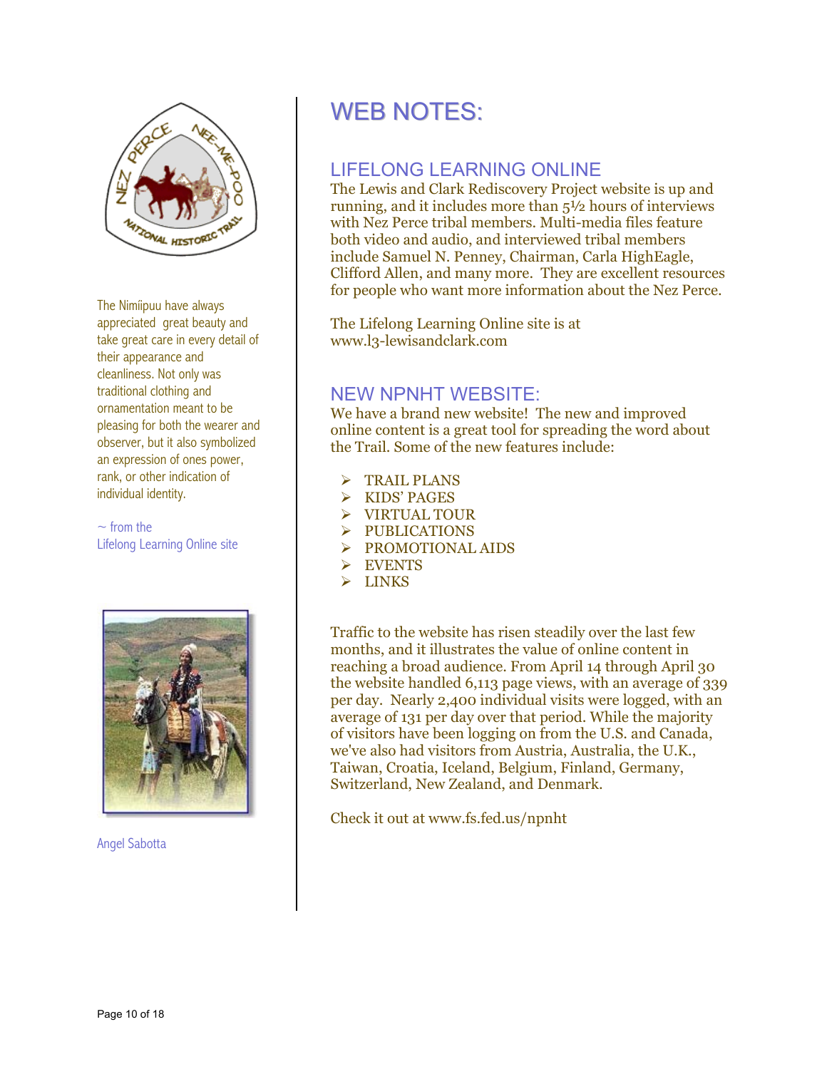The Nimíipuu have always appreciated great beauty and take great care in every detail of their appearance and cleanliness. Not only was traditional clothing and ornamentation meant to be pleasing for both the wearer and observer, but it also symbolized an expression of ones power, rank, or other indication of individual identity.

~ from the Lifelong Learning Online site

Angel Sabotta

# WEB NOTES:

## LIFELONG LEARNING ONLINE

The Lewis and Clark Rediscovery Project website is up and running, and it includes more than 5½ hours of interviews with Nez Perce tribal members. Multi-media files feature both video and audio, and interviewed tribal members include Samuel N. Penney, Chairman, Carla HighEagle, Clifford Allen, and many more. They are excellent resources for people who want more information about the Nez Perce.

The Lifelong Learning Online site is at www.l3-lewisandclark.com

## NEW NPNHT WEBSITE:

We have a brand new website! The new and improved online content is a great tool for spreading the word about the Trail. Some of the new features include:

- TRAIL PLANS
- KIDS' PAGES
- VIRTUAL TOUR
- PUBLICATIONS
- PROMOTIONAL AIDS
- EVENTS
- LINKS

Traffic to the website has risen steadily over the last few months, and it illustrates the value of online content in reaching a broad audience. From April 14 through April 30 the website handled 6,113 page views, with an average of 339 per day. Nearly 2,400 individual visits were logged, with an average of 131 per day over that period. While the majority of visitors have been logging on from the U.S. and Canada, we've also had visitors from Austria, Australia, the U.K., Taiwan, Croatia, Iceland, Belgium, Finland, Germany, Switzerland, New Zealand, and Denmark.

Check it out at www.fs.fed.us/npnht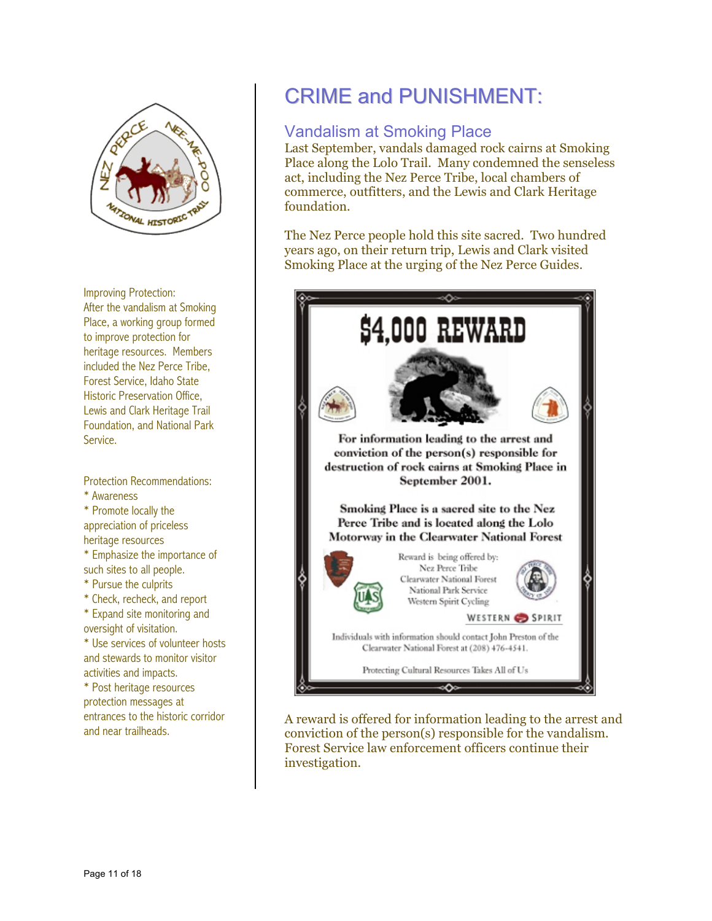# CRIME and PUNISHMENT:

## Vandalism at Smoking Place

Last September, vandals damaged rock cairns at Smoking Place along the Lolo Trail. Many condemned the senseless act, including the Nez Perce Tribe, local chambers of commerce, outfitters, and the Lewis and Clark Heritage foundation.

The Nez Perce people hold this site sacred. Two hundred years ago, on their return trip, Lewis and Clark visited Smoking Place at the urging of the Nez Perce Guides.

**$4,000 REWARD**

**For information leading to the arrest and conviction of the person(s) responsible for destruction of rock cairns at Smoking Place in September 2001.**

**Smoking Place is a sacred site to the Nez Perce Tribe and is located along the Lolo Motorway in the Clearwater National Forest**

Reward is being offered by:
Nez Perce Tribe
Clearwater National Forest
National Park Service
Western Spirit Cycling

WESTERN SPIRIT

Individuals with information should contact John Preston of the Clearwater National Forest at (208) 476-4541.

Protecting Cultural Resources Takes All of Us

A reward is offered for information leading to the arrest and conviction of the person(s) responsible for the vandalism. Forest Service law enforcement officers continue their investigation.

Improving Protection:
After the vandalism at Smoking Place, a working group formed to improve protection for heritage resources. Members included the Nez Perce Tribe, Forest Service, Idaho State Historic Preservation Office, Lewis and Clark Heritage Trail Foundation, and National Park Service.

Protection Recommendations:
* Awareness
* Promote locally the appreciation of priceless heritage resources
* Emphasize the importance of such sites to all people.
* Pursue the culprits
* Check, recheck, and report
* Expand site monitoring and oversight of visitation.
* Use services of volunteer hosts and stewards to monitor visitor activities and impacts.
* Post heritage resources protection messages at entrances to the historic corridor and near trailheads.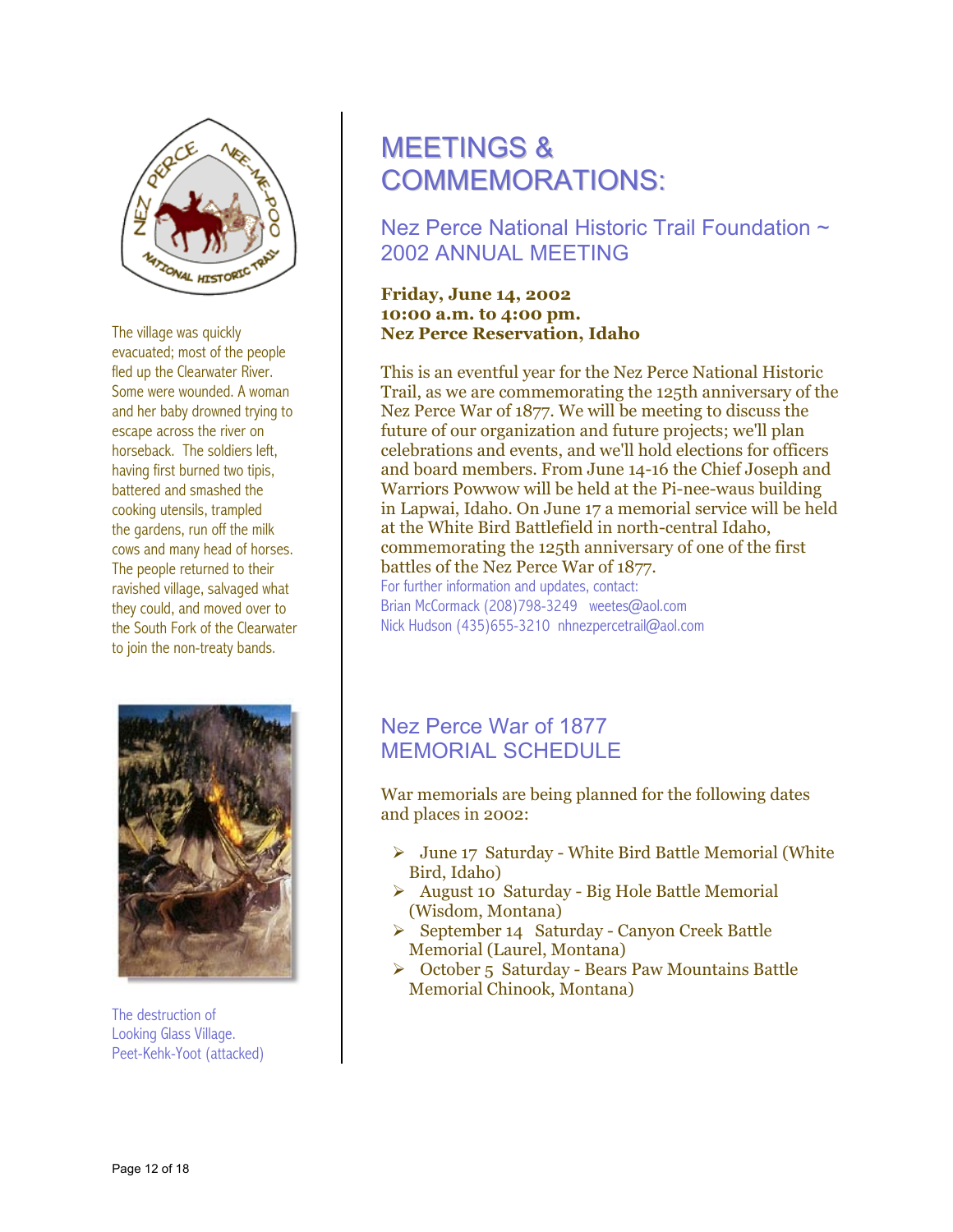The village was quickly evacuated; most of the people fled up the Clearwater River. Some were wounded. A woman and her baby drowned trying to escape across the river on horseback. The soldiers left, having first burned two tipis, battered and smashed the cooking utensils, trampled the gardens, run off the milk cows and many head of horses. The people returned to their ravished village, salvaged what they could, and moved over to the South Fork of the Clearwater to join the non-treaty bands.

The destruction of Looking Glass Village. Peet-Kehk-Yoot (attacked)

# MEETINGS & COMMEMORATIONS:

## Nez Perce National Historic Trail Foundation ~ 2002 ANNUAL MEETING

**Friday, June 14, 2002**
**10:00 a.m. to 4:00 pm.**
**Nez Perce Reservation, Idaho**

This is an eventful year for the Nez Perce National Historic Trail, as we are commemorating the 125th anniversary of the Nez Perce War of 1877. We will be meeting to discuss the future of our organization and future projects; we'll plan celebrations and events, and we'll hold elections for officers and board members. From June 14-16 the Chief Joseph and Warriors Powwow will be held at the Pi-nee-waus building in Lapwai, Idaho. On June 17 a memorial service will be held at the White Bird Battlefield in north-central Idaho, commemorating the 125th anniversary of one of the first battles of the Nez Perce War of 1877.

For further information and updates, contact:
Brian McCormack (208)798-3249 weetes@aol.com
Nick Hudson (435)655-3210 nhnezpercetrail@aol.com

## Nez Perce War of 1877 MEMORIAL SCHEDULE

War memorials are being planned for the following dates and places in 2002:

- June 17 Saturday - White Bird Battle Memorial (White Bird, Idaho)
- August 10 Saturday - Big Hole Battle Memorial (Wisdom, Montana)
- September 14 Saturday - Canyon Creek Battle Memorial (Laurel, Montana)
- October 5 Saturday - Bears Paw Mountains Battle Memorial Chinook, Montana)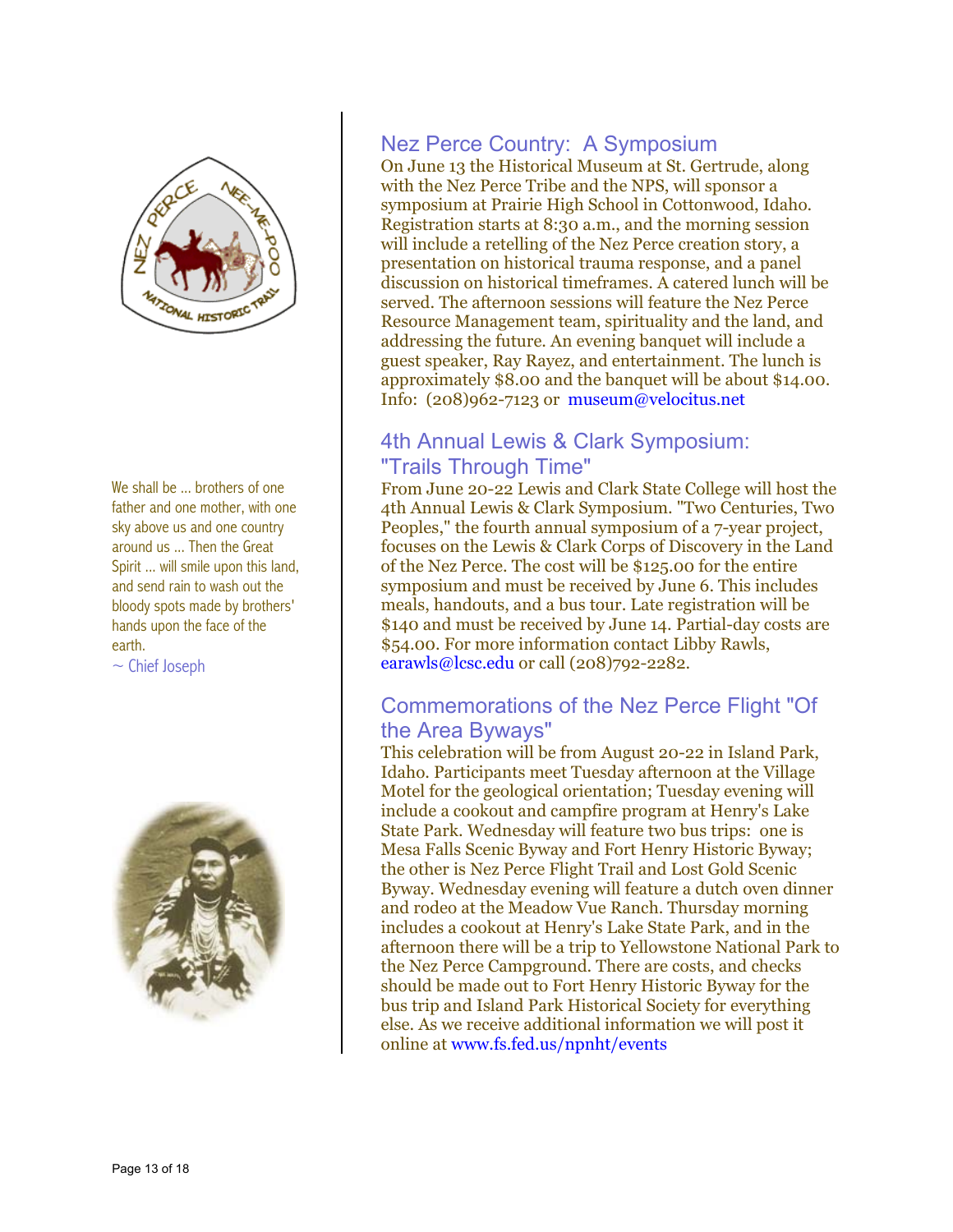We shall be ... brothers of one father and one mother, with one sky above us and one country around us ... Then the Great Spirit ... will smile upon this land, and send rain to wash out the bloody spots made by brothers' hands upon the face of the earth.

~ Chief Joseph

## Nez Perce Country: A Symposium

On June 13 the Historical Museum at St. Gertrude, along with the Nez Perce Tribe and the NPS, will sponsor a symposium at Prairie High School in Cottonwood, Idaho. Registration starts at 8:30 a.m., and the morning session will include a retelling of the Nez Perce creation story, a presentation on historical trauma response, and a panel discussion on historical timeframes. A catered lunch will be served. The afternoon sessions will feature the Nez Perce Resource Management team, spirituality and the land, and addressing the future. An evening banquet will include a guest speaker, Ray Rayez, and entertainment. The lunch is approximately $8.00 and the banquet will be about $14.00. Info: (208)962-7123 or museum@velocitus.net

## 4th Annual Lewis & Clark Symposium: "Trails Through Time"

From June 20-22 Lewis and Clark State College will host the 4th Annual Lewis & Clark Symposium. "Two Centuries, Two Peoples," the fourth annual symposium of a 7-year project, focuses on the Lewis & Clark Corps of Discovery in the Land of the Nez Perce. The cost will be $125.00 for the entire symposium and must be received by June 6. This includes meals, handouts, and a bus tour. Late registration will be $140 and must be received by June 14. Partial-day costs are $54.00. For more information contact Libby Rawls, earawls@lcsc.edu or call (208)792-2282.

## Commemorations of the Nez Perce Flight "Of the Area Byways"

This celebration will be from August 20-22 in Island Park, Idaho. Participants meet Tuesday afternoon at the Village Motel for the geological orientation; Tuesday evening will include a cookout and campfire program at Henry's Lake State Park. Wednesday will feature two bus trips: one is Mesa Falls Scenic Byway and Fort Henry Historic Byway; the other is Nez Perce Flight Trail and Lost Gold Scenic Byway. Wednesday evening will feature a dutch oven dinner and rodeo at the Meadow Vue Ranch. Thursday morning includes a cookout at Henry's Lake State Park, and in the afternoon there will be a trip to Yellowstone National Park to the Nez Perce Campground. There are costs, and checks should be made out to Fort Henry Historic Byway for the bus trip and Island Park Historical Society for everything else. As we receive additional information we will post it online at www.fs.fed.us/npnht/events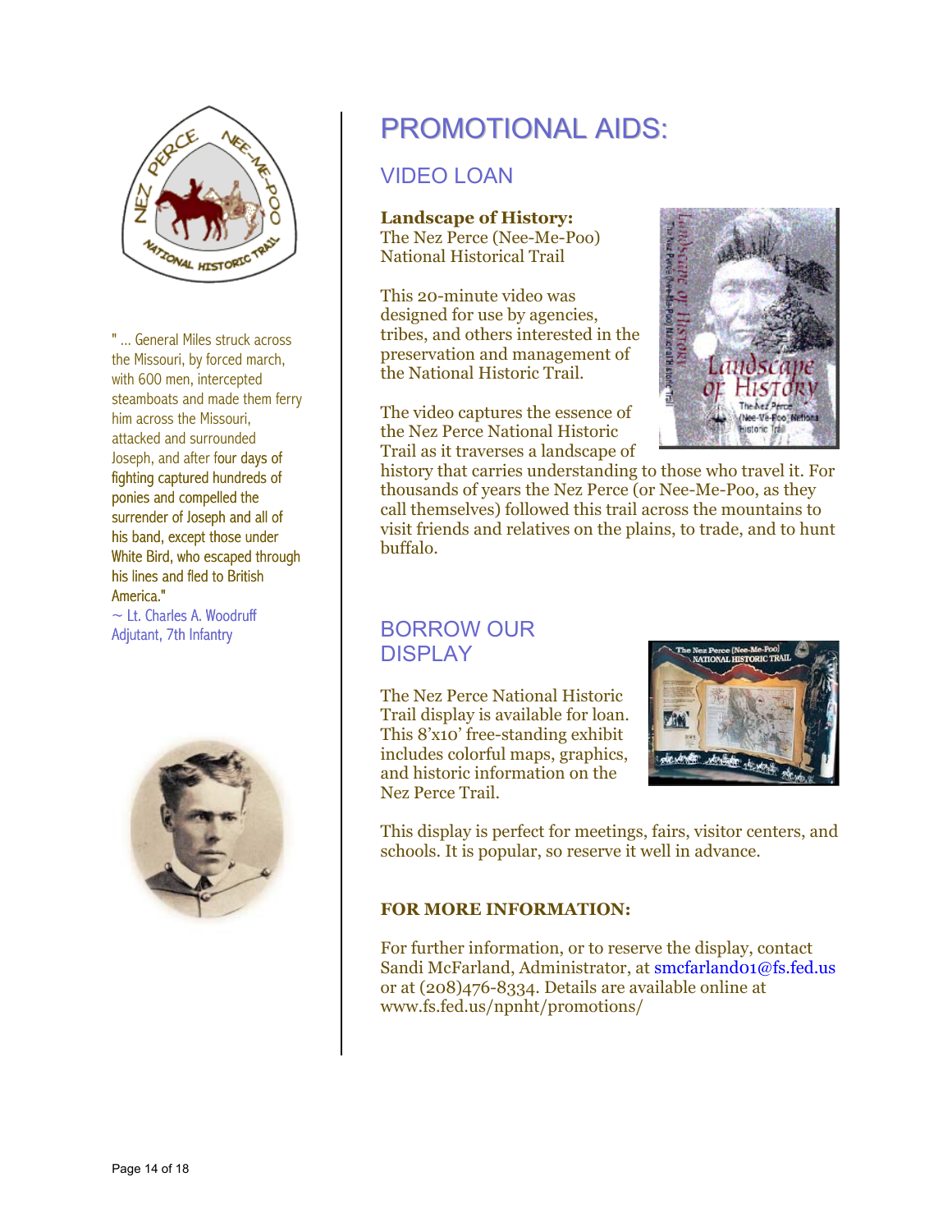" ... General Miles struck across the Missouri, by forced march, with 600 men, intercepted steamboats and made them ferry him across the Missouri, attacked and surrounded Joseph, and after four days of fighting captured hundreds of ponies and compelled the surrender of Joseph and all of his band, except those under White Bird, who escaped through his lines and fled to British America."
~ Lt. Charles A. Woodruff
Adjutant, 7th Infantry

# PROMOTIONAL AIDS:

## VIDEO LOAN

**Landscape of History:**
The Nez Perce (Nee-Me-Poo) National Historical Trail

This 20-minute video was designed for use by agencies, tribes, and others interested in the preservation and management of the National Historic Trail.

The video captures the essence of the Nez Perce National Historic Trail as it traverses a landscape of history that carries understanding to those who travel it. For thousands of years the Nez Perce (or Nee-Me-Poo, as they call themselves) followed this trail across the mountains to visit friends and relatives on the plains, to trade, and to hunt buffalo.

## BORROW OUR DISPLAY

The Nez Perce National Historic Trail display is available for loan. This 8'x10' free-standing exhibit includes colorful maps, graphics, and historic information on the Nez Perce Trail.

This display is perfect for meetings, fairs, visitor centers, and schools. It is popular, so reserve it well in advance.

**FOR MORE INFORMATION:**

For further information, or to reserve the display, contact Sandi McFarland, Administrator, at smcfarland01@fs.fed.us or at (208)476-8334. Details are available online at www.fs.fed.us/npnht/promotions/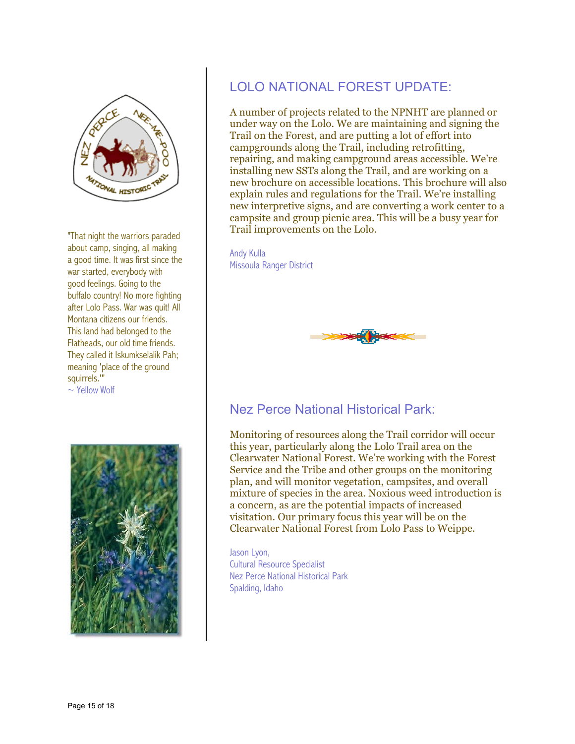"That night the warriors paraded about camp, singing, all making a good time. It was first since the war started, everybody with good feelings. Going to the buffalo country! No more fighting after Lolo Pass. War was quit! All Montana citizens our friends. This land had belonged to the Flatheads, our old time friends. They called it Iskumkselalik Pah; meaning 'place of the ground squirrels.'"
~ Yellow Wolf

## LOLO NATIONAL FOREST UPDATE:

A number of projects related to the NPNHT are planned or under way on the Lolo. We are maintaining and signing the Trail on the Forest, and are putting a lot of effort into campgrounds along the Trail, including retrofitting, repairing, and making campground areas accessible. We're installing new SSTs along the Trail, and are working on a new brochure on accessible locations. This brochure will also explain rules and regulations for the Trail. We're installing new interpretive signs, and are converting a work center to a campsite and group picnic area. This will be a busy year for Trail improvements on the Lolo.

Andy Kulla
Missoula Ranger District

## Nez Perce National Historical Park:

Monitoring of resources along the Trail corridor will occur this year, particularly along the Lolo Trail area on the Clearwater National Forest. We're working with the Forest Service and the Tribe and other groups on the monitoring plan, and will monitor vegetation, campsites, and overall mixture of species in the area. Noxious weed introduction is a concern, as are the potential impacts of increased visitation. Our primary focus this year will be on the Clearwater National Forest from Lolo Pass to Weippe.

Jason Lyon,
Cultural Resource Specialist
Nez Perce National Historical Park
Spalding, Idaho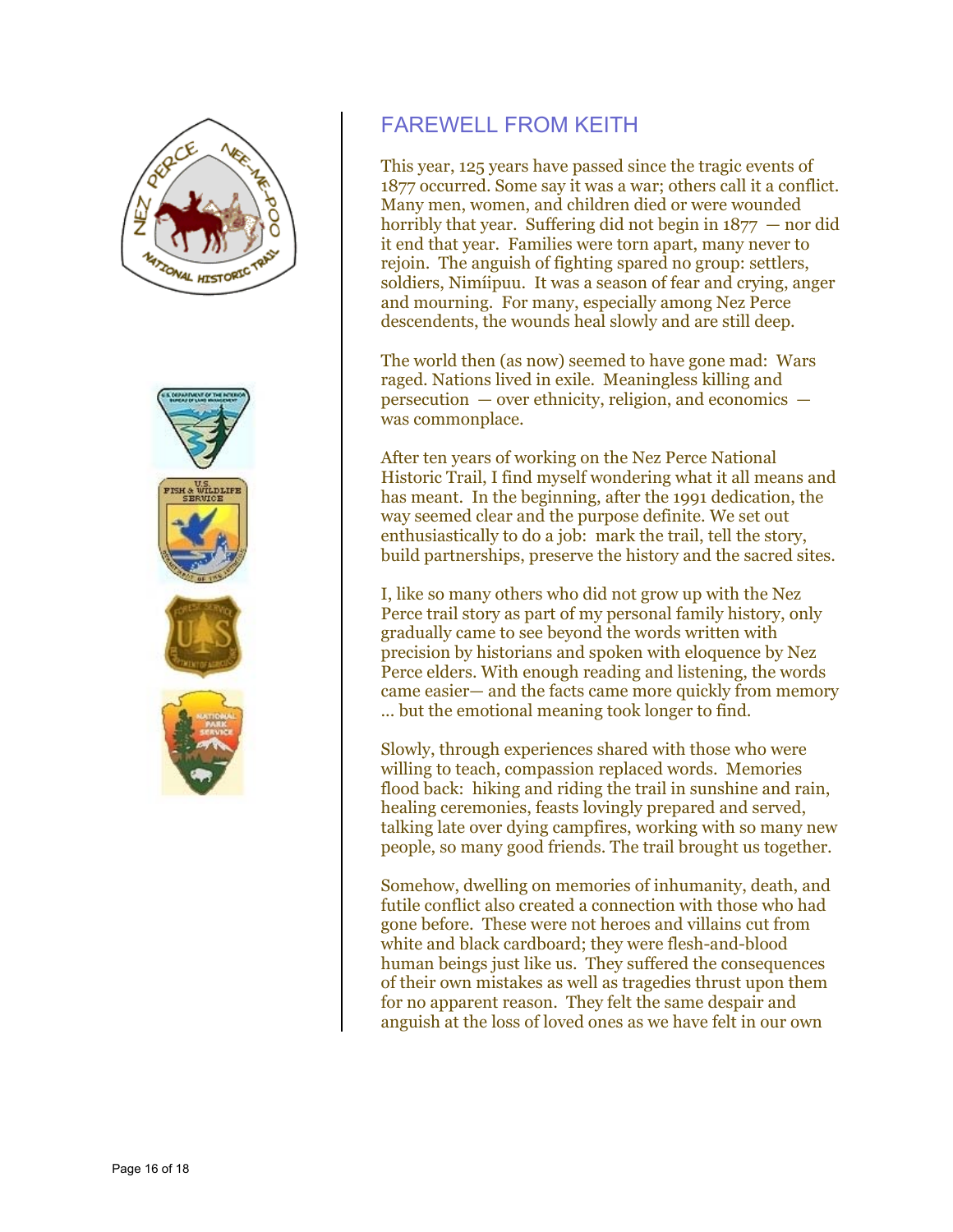## FAREWELL FROM KEITH

This year, 125 years have passed since the tragic events of 1877 occurred. Some say it was a war; others call it a conflict. Many men, women, and children died or were wounded horribly that year. Suffering did not begin in 1877 — nor did it end that year. Families were torn apart, many never to rejoin. The anguish of fighting spared no group: settlers, soldiers, Nimíipuu. It was a season of fear and crying, anger and mourning. For many, especially among Nez Perce descendents, the wounds heal slowly and are still deep.

The world then (as now) seemed to have gone mad: Wars raged. Nations lived in exile. Meaningless killing and persecution — over ethnicity, religion, and economics — was commonplace.

After ten years of working on the Nez Perce National Historic Trail, I find myself wondering what it all means and has meant. In the beginning, after the 1991 dedication, the way seemed clear and the purpose definite. We set out enthusiastically to do a job: mark the trail, tell the story, build partnerships, preserve the history and the sacred sites.

I, like so many others who did not grow up with the Nez Perce trail story as part of my personal family history, only gradually came to see beyond the words written with precision by historians and spoken with eloquence by Nez Perce elders. With enough reading and listening, the words came easier— and the facts came more quickly from memory ... but the emotional meaning took longer to find.

Slowly, through experiences shared with those who were willing to teach, compassion replaced words. Memories flood back: hiking and riding the trail in sunshine and rain, healing ceremonies, feasts lovingly prepared and served, talking late over dying campfires, working with so many new people, so many good friends. The trail brought us together.

Somehow, dwelling on memories of inhumanity, death, and futile conflict also created a connection with those who had gone before. These were not heroes and villains cut from white and black cardboard; they were flesh-and-blood human beings just like us. They suffered the consequences of their own mistakes as well as tragedies thrust upon them for no apparent reason. They felt the same despair and anguish at the loss of loved ones as we have felt in our own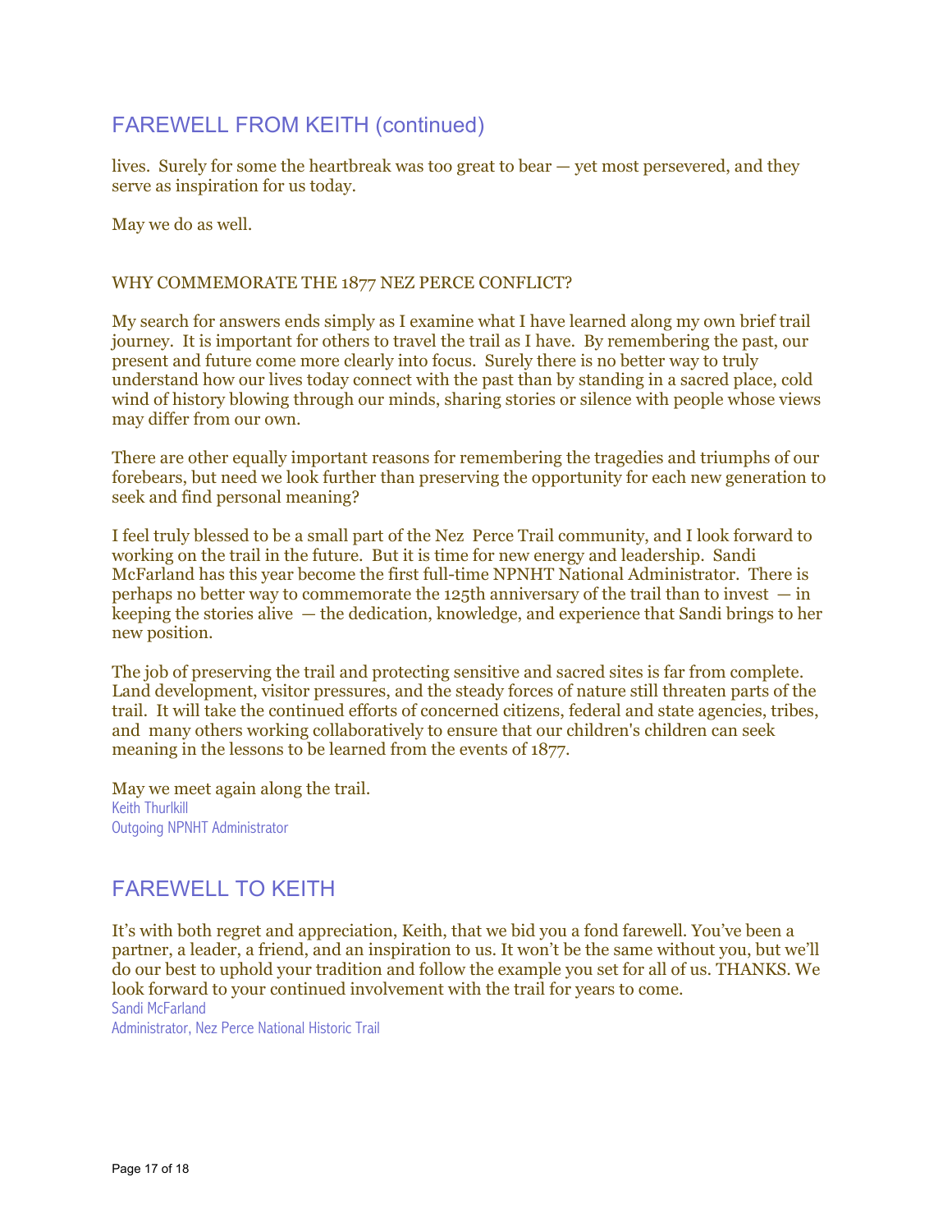## FAREWELL FROM KEITH (continued)

lives. Surely for some the heartbreak was too great to bear — yet most persevered, and they serve as inspiration for us today.

May we do as well.

### WHY COMMEMORATE THE 1877 NEZ PERCE CONFLICT?

My search for answers ends simply as I examine what I have learned along my own brief trail journey. It is important for others to travel the trail as I have. By remembering the past, our present and future come more clearly into focus. Surely there is no better way to truly understand how our lives today connect with the past than by standing in a sacred place, cold wind of history blowing through our minds, sharing stories or silence with people whose views may differ from our own.

There are other equally important reasons for remembering the tragedies and triumphs of our forebears, but need we look further than preserving the opportunity for each new generation to seek and find personal meaning?

I feel truly blessed to be a small part of the Nez Perce Trail community, and I look forward to working on the trail in the future. But it is time for new energy and leadership. Sandi McFarland has this year become the first full-time NPNHT National Administrator. There is perhaps no better way to commemorate the 125th anniversary of the trail than to invest — in keeping the stories alive — the dedication, knowledge, and experience that Sandi brings to her new position.

The job of preserving the trail and protecting sensitive and sacred sites is far from complete. Land development, visitor pressures, and the steady forces of nature still threaten parts of the trail. It will take the continued efforts of concerned citizens, federal and state agencies, tribes, and many others working collaboratively to ensure that our children's children can seek meaning in the lessons to be learned from the events of 1877.

May we meet again along the trail.
Keith Thurlkill
Outgoing NPNHT Administrator

## FAREWELL TO KEITH

It's with both regret and appreciation, Keith, that we bid you a fond farewell. You've been a partner, a leader, a friend, and an inspiration to us. It won't be the same without you, but we'll do our best to uphold your tradition and follow the example you set for all of us. THANKS. We look forward to your continued involvement with the trail for years to come.
Sandi McFarland
Administrator, Nez Perce National Historic Trail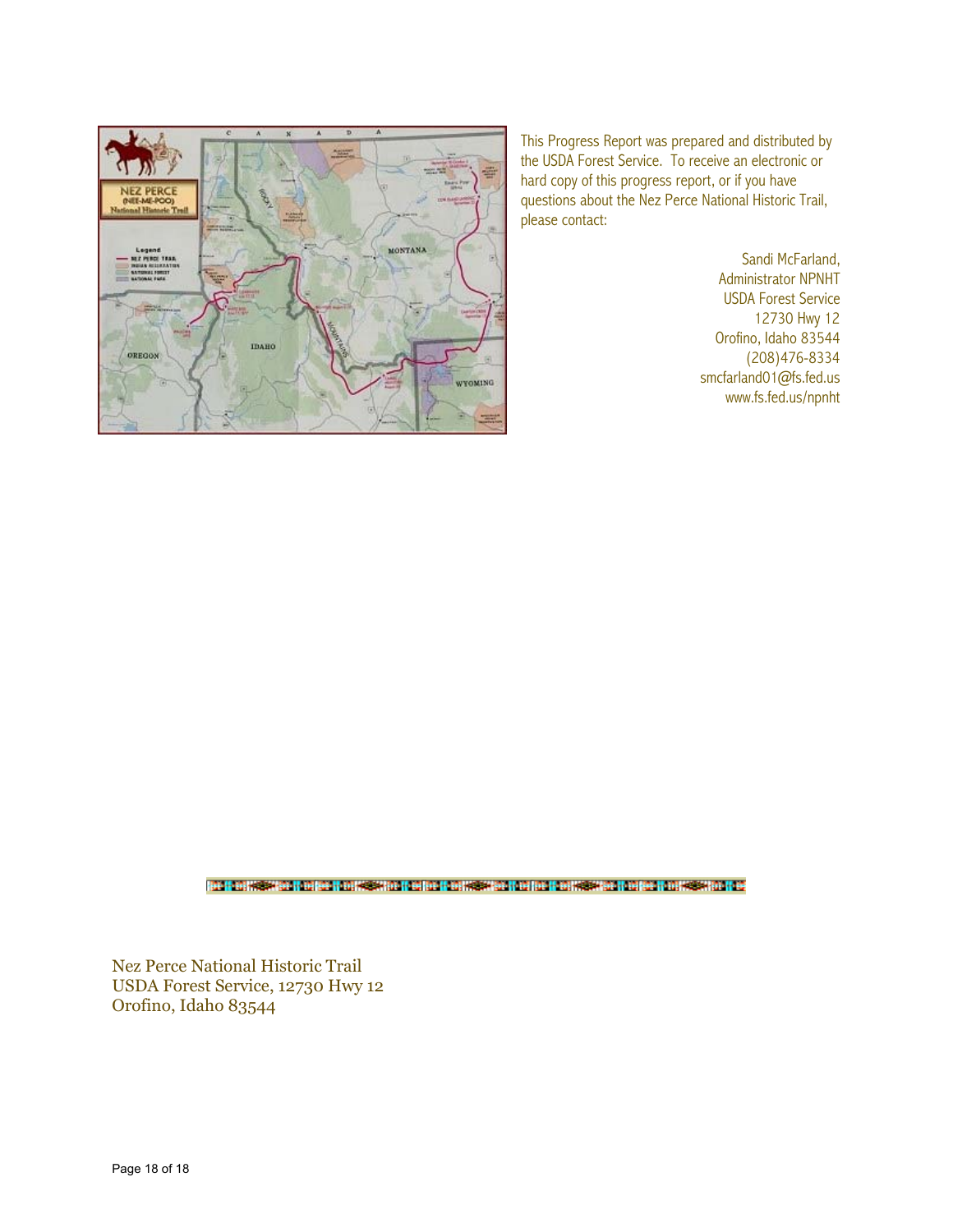This Progress Report was prepared and distributed by the USDA Forest Service. To receive an electronic or hard copy of this progress report, or if you have questions about the Nez Perce National Historic Trail, please contact:

Sandi McFarland,
Administrator NPNHT
USDA Forest Service
12730 Hwy 12
Orofino, Idaho 83544
(208)476-8334
smcfarland01@fs.fed.us
www.fs.fed.us/npnht

Nez Perce National Historic Trail
USDA Forest Service, 12730 Hwy 12
Orofino, Idaho 83544